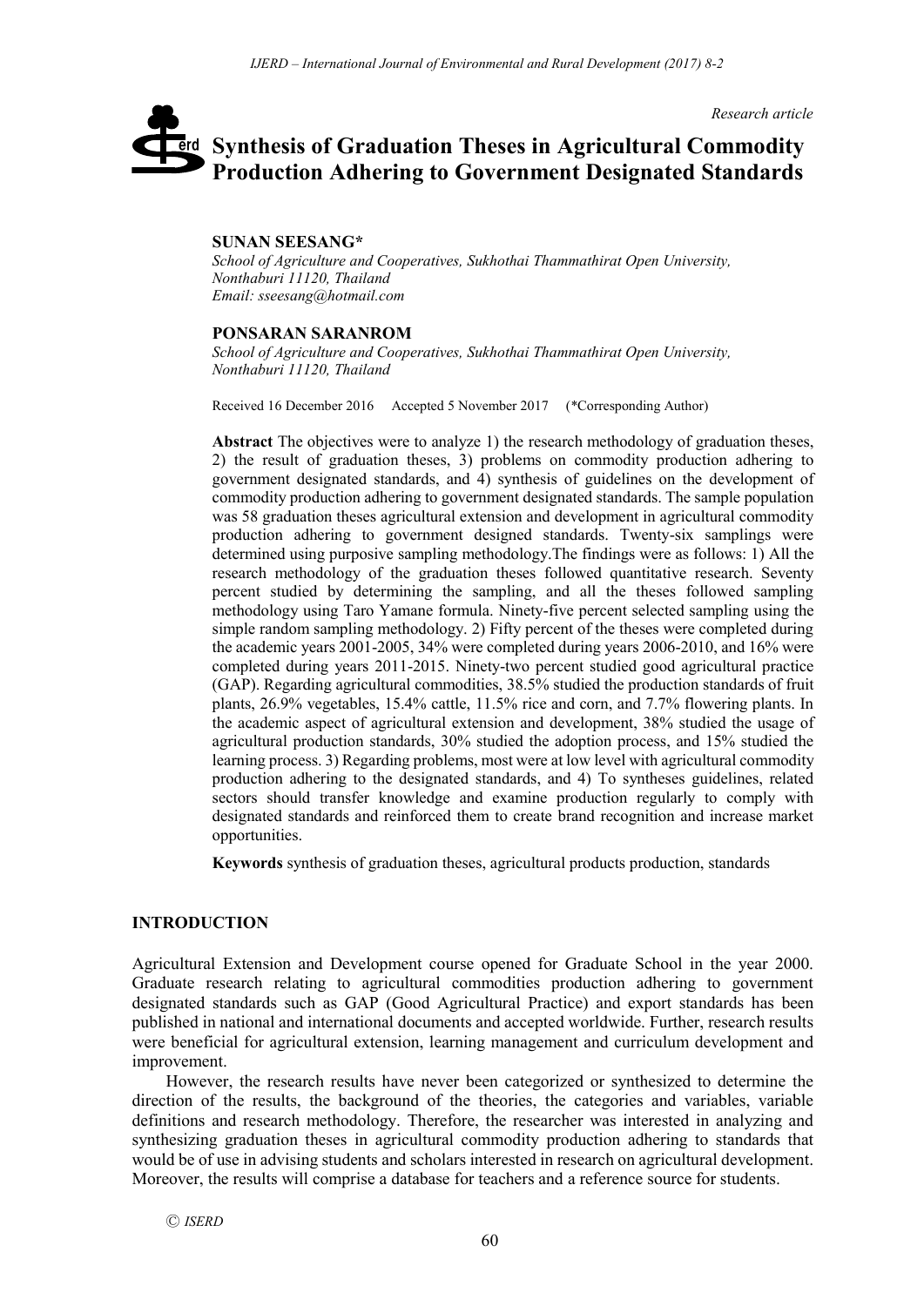*Research article*

# Synthesis of Graduation Theses in Agricultural Commodity Production Adhering to Government Designated Standards

**SUNAN SEESANG***

*School of Agriculture and Cooperatives, Sukhothai Thammathirat Open University, Nonthaburi 11120, Thailand*
*Email: sseesang@hotmail.com*

**PONSARAN SARANROM**

*School of Agriculture and Cooperatives, Sukhothai Thammathirat Open University, Nonthaburi 11120, Thailand*

Received 16 December 2016 Accepted 5 November 2017 (*Corresponding Author)

**Abstract** The objectives were to analyze 1) the research methodology of graduation theses, 2) the result of graduation theses, 3) problems on commodity production adhering to government designated standards, and 4) synthesis of guidelines on the development of commodity production adhering to government designated standards. The sample population was 58 graduation theses agricultural extension and development in agricultural commodity production adhering to government designed standards. Twenty-six samplings were determined using purposive sampling methodology.The findings were as follows: 1) All the research methodology of the graduation theses followed quantitative research. Seventy percent studied by determining the sampling, and all the theses followed sampling methodology using Taro Yamane formula. Ninety-five percent selected sampling using the simple random sampling methodology. 2) Fifty percent of the theses were completed during the academic years 2001-2005, 34% were completed during years 2006-2010, and 16% were completed during years 2011-2015. Ninety-two percent studied good agricultural practice (GAP). Regarding agricultural commodities, 38.5% studied the production standards of fruit plants, 26.9% vegetables, 15.4% cattle, 11.5% rice and corn, and 7.7% flowering plants. In the academic aspect of agricultural extension and development, 38% studied the usage of agricultural production standards, 30% studied the adoption process, and 15% studied the learning process. 3) Regarding problems, most were at low level with agricultural commodity production adhering to the designated standards, and 4) To syntheses guidelines, related sectors should transfer knowledge and examine production regularly to comply with designated standards and reinforced them to create brand recognition and increase market opportunities.

**Keywords** synthesis of graduation theses, agricultural products production, standards

## INTRODUCTION

Agricultural Extension and Development course opened for Graduate School in the year 2000. Graduate research relating to agricultural commodities production adhering to government designated standards such as GAP (Good Agricultural Practice) and export standards has been published in national and international documents and accepted worldwide. Further, research results were beneficial for agricultural extension, learning management and curriculum development and improvement.

However, the research results have never been categorized or synthesized to determine the direction of the results, the background of the theories, the categories and variables, variable definitions and research methodology. Therefore, the researcher was interested in analyzing and synthesizing graduation theses in agricultural commodity production adhering to standards that would be of use in advising students and scholars interested in research on agricultural development. Moreover, the results will comprise a database for teachers and a reference source for students.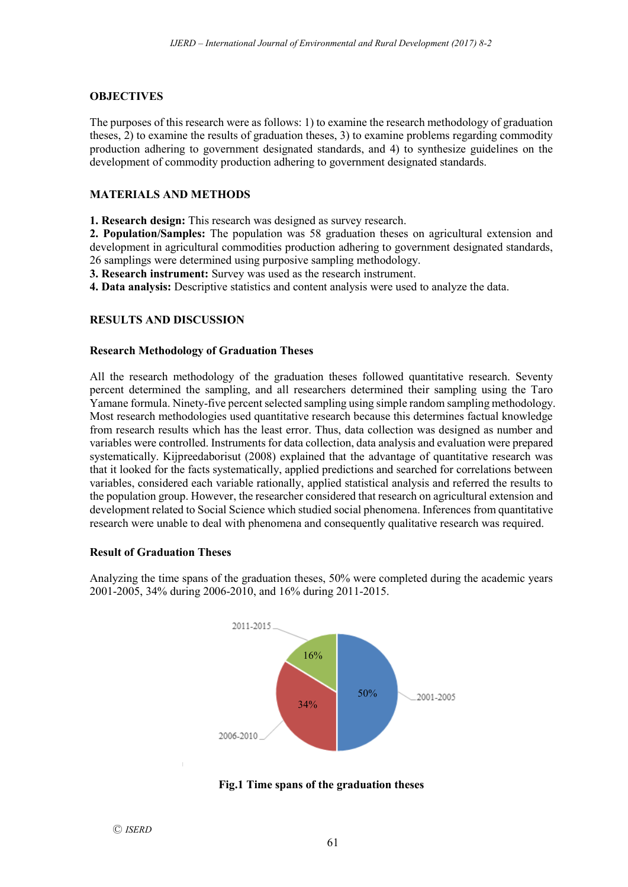## OBJECTIVES

The purposes of this research were as follows: 1) to examine the research methodology of graduation theses, 2) to examine the results of graduation theses, 3) to examine problems regarding commodity production adhering to government designated standards, and 4) to synthesize guidelines on the development of commodity production adhering to government designated standards.

## MATERIALS AND METHODS

**1. Research design:** This research was designed as survey research.
**2. Population/Samples:** The population was 58 graduation theses on agricultural extension and development in agricultural commodities production adhering to government designated standards, 26 samplings were determined using purposive sampling methodology.
**3. Research instrument:** Survey was used as the research instrument.
**4. Data analysis:** Descriptive statistics and content analysis were used to analyze the data.

## RESULTS AND DISCUSSION

### Research Methodology of Graduation Theses

All the research methodology of the graduation theses followed quantitative research. Seventy percent determined the sampling, and all researchers determined their sampling using the Taro Yamane formula. Ninety-five percent selected sampling using simple random sampling methodology. Most research methodologies used quantitative research because this determines factual knowledge from research results which has the least error. Thus, data collection was designed as number and variables were controlled. Instruments for data collection, data analysis and evaluation were prepared systematically. Kijpreedaborisut (2008) explained that the advantage of quantitative research was that it looked for the facts systematically, applied predictions and searched for correlations between variables, considered each variable rationally, applied statistical analysis and referred the results to the population group. However, the researcher considered that research on agricultural extension and development related to Social Science which studied social phenomena. Inferences from quantitative research were unable to deal with phenomena and consequently qualitative research was required.

### Result of Graduation Theses

Analyzing the time spans of the graduation theses, 50% were completed during the academic years 2001-2005, 34% during 2006-2010, and 16% during 2011-2015.

**Fig.1 Time spans of the graduation theses**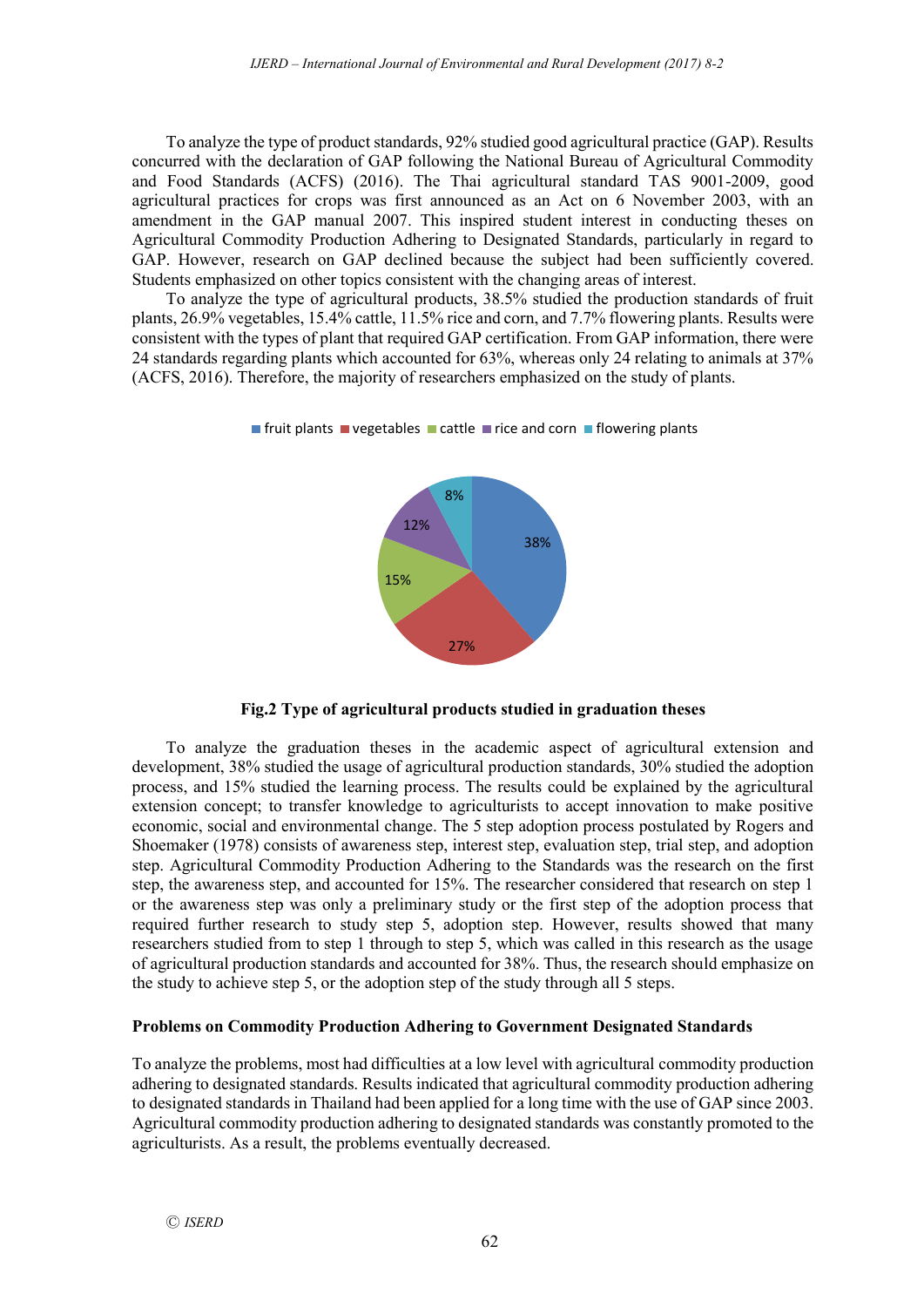To analyze the type of product standards, 92% studied good agricultural practice (GAP). Results concurred with the declaration of GAP following the National Bureau of Agricultural Commodity and Food Standards (ACFS) (2016). The Thai agricultural standard TAS 9001-2009, good agricultural practices for crops was first announced as an Act on 6 November 2003, with an amendment in the GAP manual 2007. This inspired student interest in conducting theses on Agricultural Commodity Production Adhering to Designated Standards, particularly in regard to GAP. However, research on GAP declined because the subject had been sufficiently covered. Students emphasized on other topics consistent with the changing areas of interest.

To analyze the type of agricultural products, 38.5% studied the production standards of fruit plants, 26.9% vegetables, 15.4% cattle, 11.5% rice and corn, and 7.7% flowering plants. Results were consistent with the types of plant that required GAP certification. From GAP information, there were 24 standards regarding plants which accounted for 63%, whereas only 24 relating to animals at 37% (ACFS, 2016). Therefore, the majority of researchers emphasized on the study of plants.

**Fig.2 Type of agricultural products studied in graduation theses**

To analyze the graduation theses in the academic aspect of agricultural extension and development, 38% studied the usage of agricultural production standards, 30% studied the adoption process, and 15% studied the learning process. The results could be explained by the agricultural extension concept; to transfer knowledge to agriculturists to accept innovation to make positive economic, social and environmental change. The 5 step adoption process postulated by Rogers and Shoemaker (1978) consists of awareness step, interest step, evaluation step, trial step, and adoption step. Agricultural Commodity Production Adhering to the Standards was the research on the first step, the awareness step, and accounted for 15%. The researcher considered that research on step 1 or the awareness step was only a preliminary study or the first step of the adoption process that required further research to study step 5, adoption step. However, results showed that many researchers studied from to step 1 through to step 5, which was called in this research as the usage of agricultural production standards and accounted for 38%. Thus, the research should emphasize on the study to achieve step 5, or the adoption step of the study through all 5 steps.

### Problems on Commodity Production Adhering to Government Designated Standards

To analyze the problems, most had difficulties at a low level with agricultural commodity production adhering to designated standards. Results indicated that agricultural commodity production adhering to designated standards in Thailand had been applied for a long time with the use of GAP since 2003. Agricultural commodity production adhering to designated standards was constantly promoted to the agriculturists. As a result, the problems eventually decreased.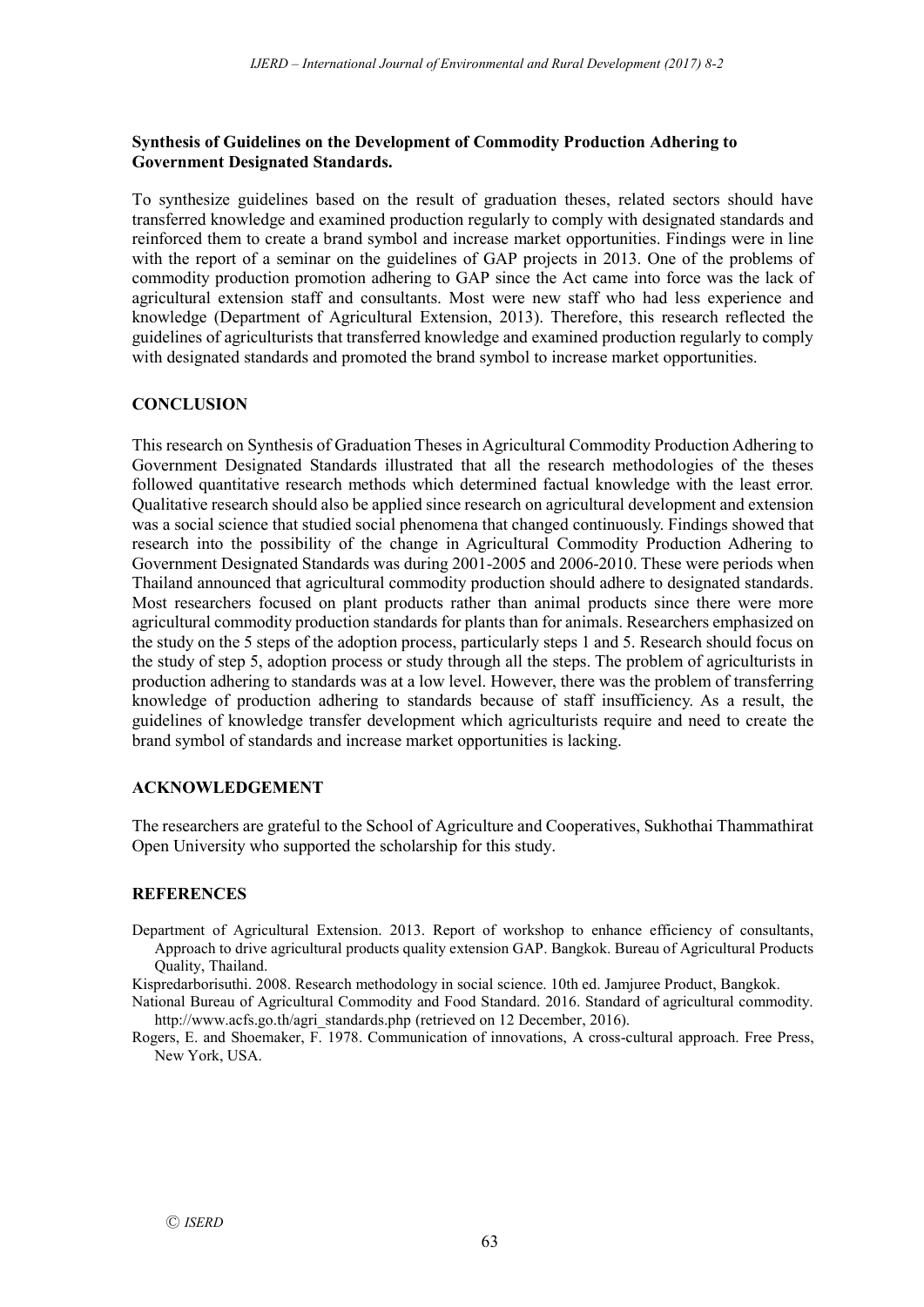**Synthesis of Guidelines on the Development of Commodity Production Adhering to Government Designated Standards.**

To synthesize guidelines based on the result of graduation theses, related sectors should have transferred knowledge and examined production regularly to comply with designated standards and reinforced them to create a brand symbol and increase market opportunities. Findings were in line with the report of a seminar on the guidelines of GAP projects in 2013. One of the problems of commodity production promotion adhering to GAP since the Act came into force was the lack of agricultural extension staff and consultants. Most were new staff who had less experience and knowledge (Department of Agricultural Extension, 2013). Therefore, this research reflected the guidelines of agriculturists that transferred knowledge and examined production regularly to comply with designated standards and promoted the brand symbol to increase market opportunities.

## CONCLUSION

This research on Synthesis of Graduation Theses in Agricultural Commodity Production Adhering to Government Designated Standards illustrated that all the research methodologies of the theses followed quantitative research methods which determined factual knowledge with the least error. Qualitative research should also be applied since research on agricultural development and extension was a social science that studied social phenomena that changed continuously. Findings showed that research into the possibility of the change in Agricultural Commodity Production Adhering to Government Designated Standards was during 2001-2005 and 2006-2010. These were periods when Thailand announced that agricultural commodity production should adhere to designated standards. Most researchers focused on plant products rather than animal products since there were more agricultural commodity production standards for plants than for animals. Researchers emphasized on the study on the 5 steps of the adoption process, particularly steps 1 and 5. Research should focus on the study of step 5, adoption process or study through all the steps. The problem of agriculturists in production adhering to standards was at a low level. However, there was the problem of transferring knowledge of production adhering to standards because of staff insufficiency. As a result, the guidelines of knowledge transfer development which agriculturists require and need to create the brand symbol of standards and increase market opportunities is lacking.

## ACKNOWLEDGEMENT

The researchers are grateful to the School of Agriculture and Cooperatives, Sukhothai Thammathirat Open University who supported the scholarship for this study.

## REFERENCES

Department of Agricultural Extension. 2013. Report of workshop to enhance efficiency of consultants, Approach to drive agricultural products quality extension GAP. Bangkok. Bureau of Agricultural Products Quality, Thailand.

Kispredarborisuthi. 2008. Research methodology in social science. 10th ed. Jamjuree Product, Bangkok.

National Bureau of Agricultural Commodity and Food Standard. 2016. Standard of agricultural commodity. http://www.acfs.go.th/agri_standards.php (retrieved on 12 December, 2016).

Rogers, E. and Shoemaker, F. 1978. Communication of innovations, A cross-cultural approach. Free Press, New York, USA.